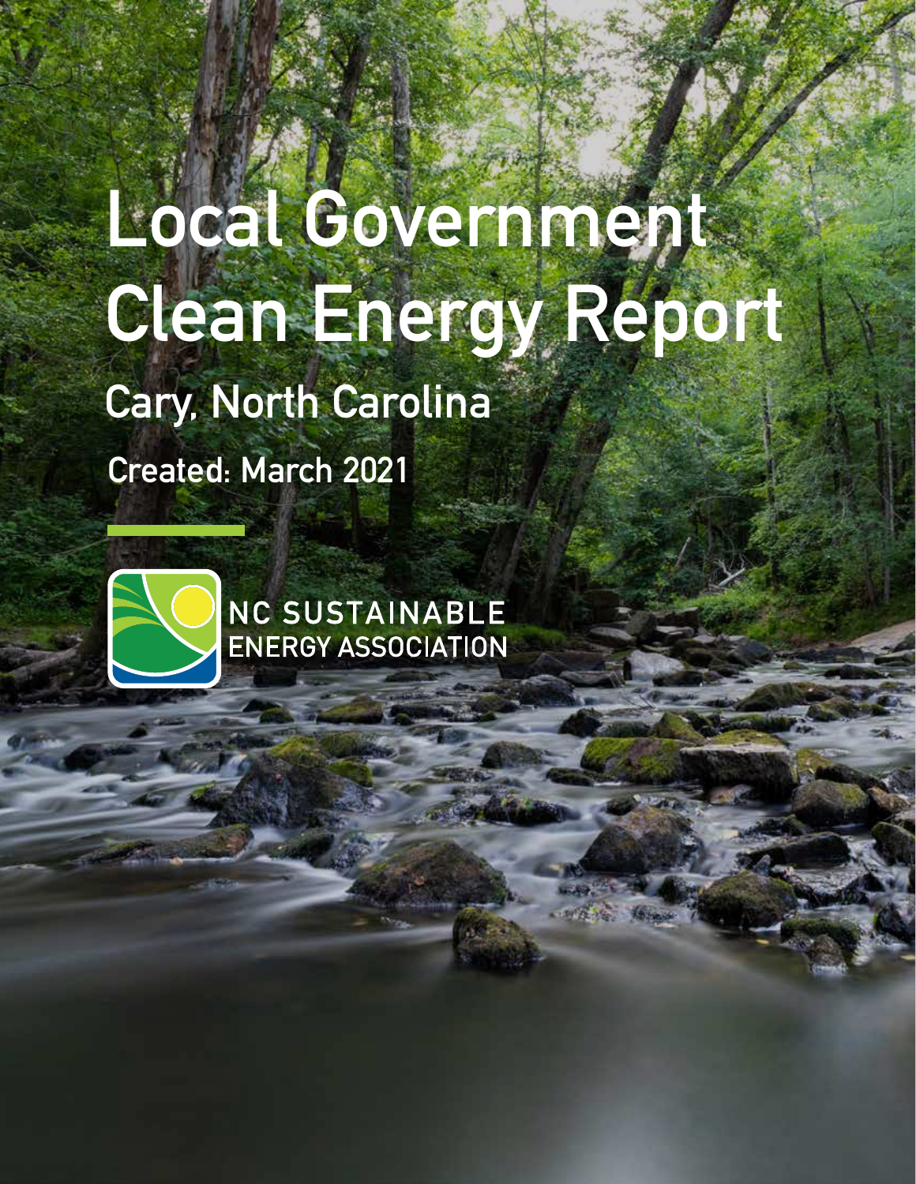# Local Government Clean Energy Report

## Cary, North Carolina

**Created: March 2021**

NC SUSTAINABLE ENERGY ASSOCIATION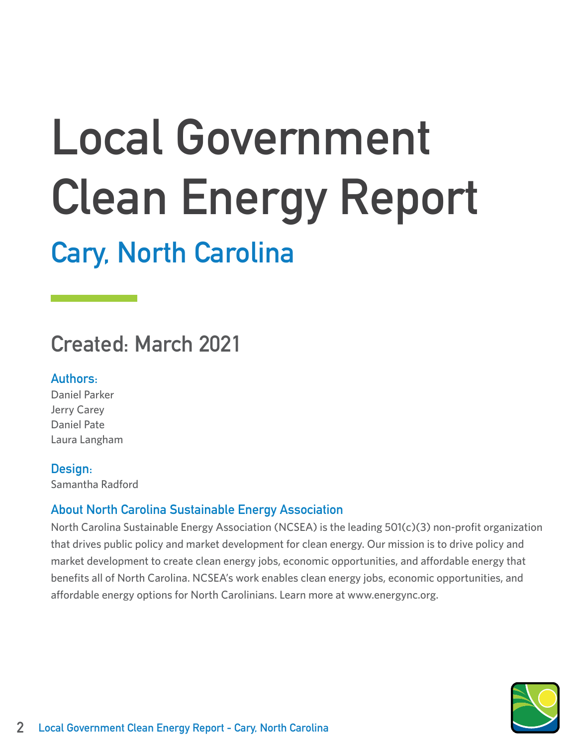# Local Government Clean Energy Report

## Cary, North Carolina

## Created: March 2021

### Authors:

Daniel Parker
Jerry Carey
Daniel Pate
Laura Langham

### Design:

Samantha Radford

### About North Carolina Sustainable Energy Association

North Carolina Sustainable Energy Association (NCSEA) is the leading 501(c)(3) non-profit organization that drives public policy and market development for clean energy. Our mission is to drive policy and market development to create clean energy jobs, economic opportunities, and affordable energy that benefits all of North Carolina. NCSEA's work enables clean energy jobs, economic opportunities, and affordable energy options for North Carolinians. Learn more at www.energync.org.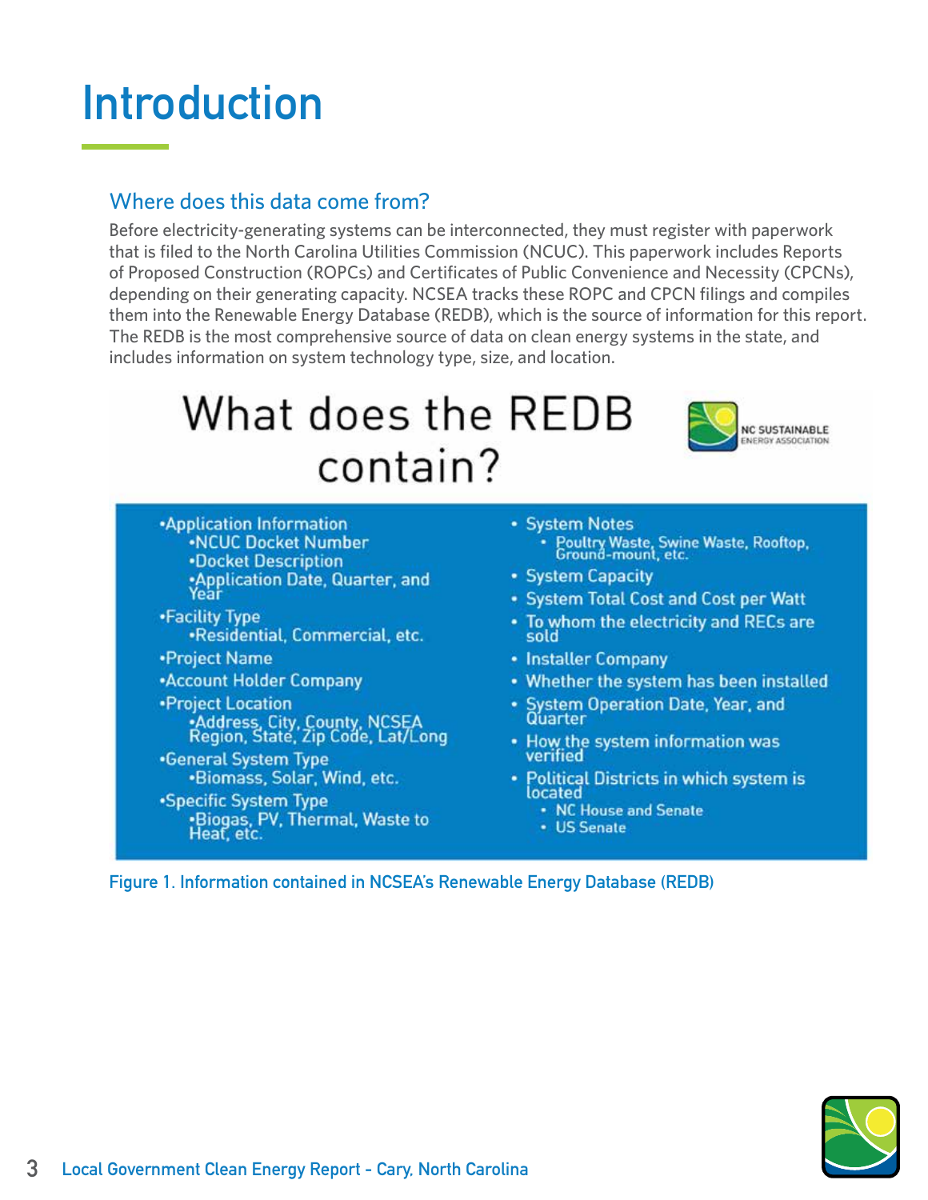# Introduction

## Where does this data come from?

Before electricity-generating systems can be interconnected, they must register with paperwork that is filed to the North Carolina Utilities Commission (NCUC). This paperwork includes Reports of Proposed Construction (ROPCs) and Certificates of Public Convenience and Necessity (CPCNs), depending on their generating capacity. NCSEA tracks these ROPC and CPCN filings and compiles them into the Renewable Energy Database (REDB), which is the source of information for this report. The REDB is the most comprehensive source of data on clean energy systems in the state, and includes information on system technology type, size, and location.

### What does the REDB contain?

NC SUSTAINABLE ENERGY ASSOCIATION

- Application Information
  - NCUC Docket Number
  - Docket Description
  - Application Date, Quarter, and Year
- Facility Type
  - Residential, Commercial, etc.
- Project Name
- Account Holder Company
- Project Location
  - Address, City, County, NCSEA Region, State, Zip Code, Lat/Long
- General System Type
  - Biomass, Solar, Wind, etc.
- Specific System Type
  - Biogas, PV, Thermal, Waste to Heat, etc.
- System Notes
  - Poultry Waste, Swine Waste, Rooftop, Ground-mount, etc.
- System Capacity
- System Total Cost and Cost per Watt
- To whom the electricity and RECs are sold
- Installer Company
- Whether the system has been installed
- System Operation Date, Year, and Quarter
- How the system information was verified
- Political Districts in which system is located
  - NC House and Senate
  - US Senate

Figure 1. Information contained in NCSEA's Renewable Energy Database (REDB)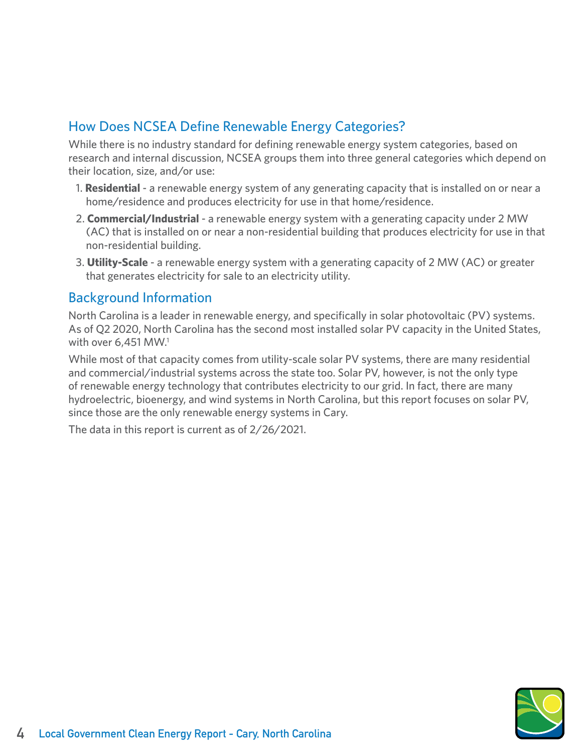## How Does NCSEA Define Renewable Energy Categories?

While there is no industry standard for defining renewable energy system categories, based on research and internal discussion, NCSEA groups them into three general categories which depend on their location, size, and/or use:

1. **Residential** - a renewable energy system of any generating capacity that is installed on or near a home/residence and produces electricity for use in that home/residence.
2. **Commercial/Industrial** - a renewable energy system with a generating capacity under 2 MW (AC) that is installed on or near a non-residential building that produces electricity for use in that non-residential building.
3. **Utility-Scale** - a renewable energy system with a generating capacity of 2 MW (AC) or greater that generates electricity for sale to an electricity utility.

## Background Information

North Carolina is a leader in renewable energy, and specifically in solar photovoltaic (PV) systems. As of Q2 2020, North Carolina has the second most installed solar PV capacity in the United States, with over 6,451 MW.[1]

While most of that capacity comes from utility-scale solar PV systems, there are many residential and commercial/industrial systems across the state too. Solar PV, however, is not the only type of renewable energy technology that contributes electricity to our grid. In fact, there are many hydroelectric, bioenergy, and wind systems in North Carolina, but this report focuses on solar PV, since those are the only renewable energy systems in Cary.

The data in this report is current as of 2/26/2021.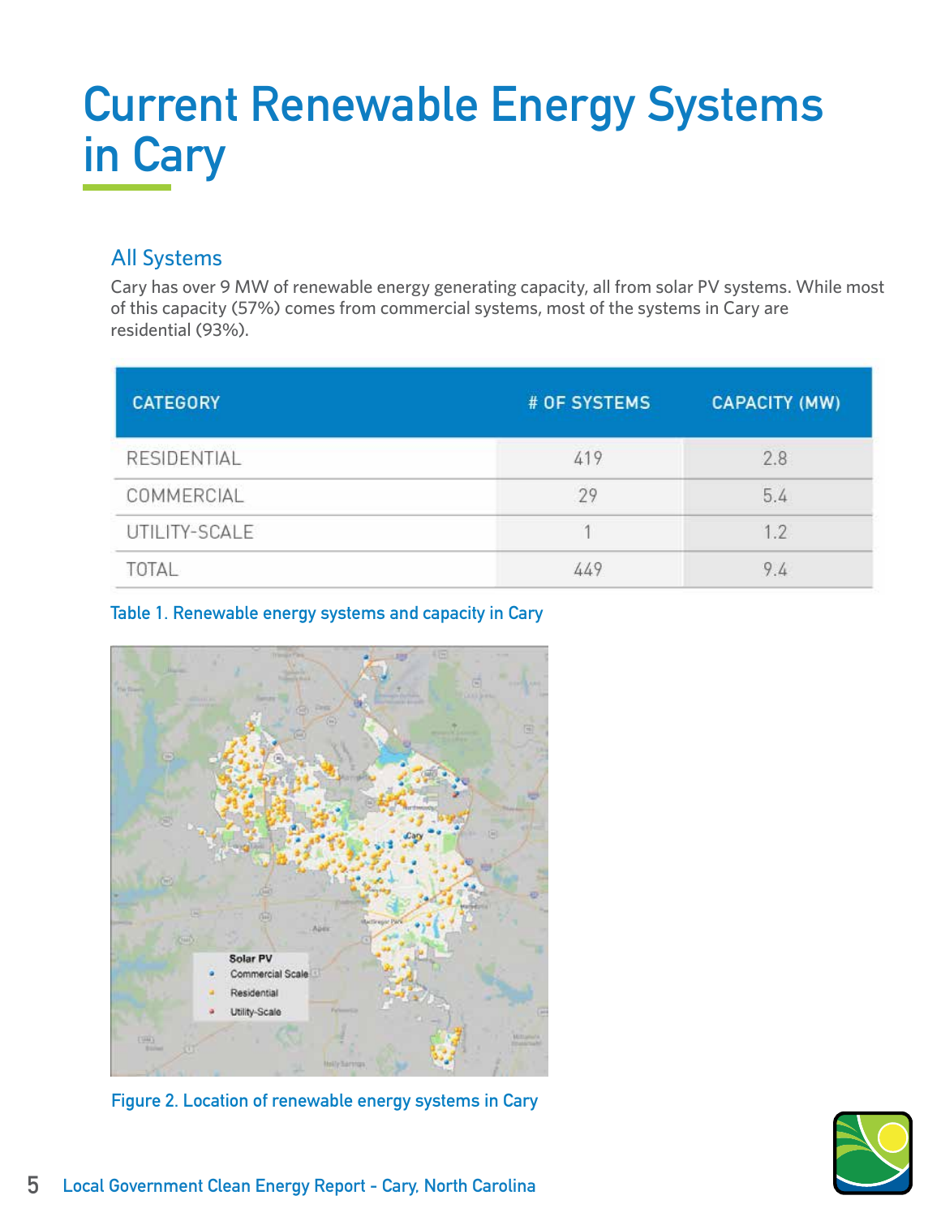# Current Renewable Energy Systems in Cary

## All Systems

Cary has over 9 MW of renewable energy generating capacity, all from solar PV systems. While most of this capacity (57%) comes from commercial systems, most of the systems in Cary are residential (93%).

| CATEGORY | # OF SYSTEMS | CAPACITY (MW) |
|---|---|---|
| RESIDENTIAL | 419 | 2.8 |
| COMMERCIAL | 29 | 5.4 |
| UTILITY-SCALE | 1 | 1.2 |
| TOTAL | 449 | 9.4 |

Table 1. Renewable energy systems and capacity in Cary

Figure 2. Location of renewable energy systems in Cary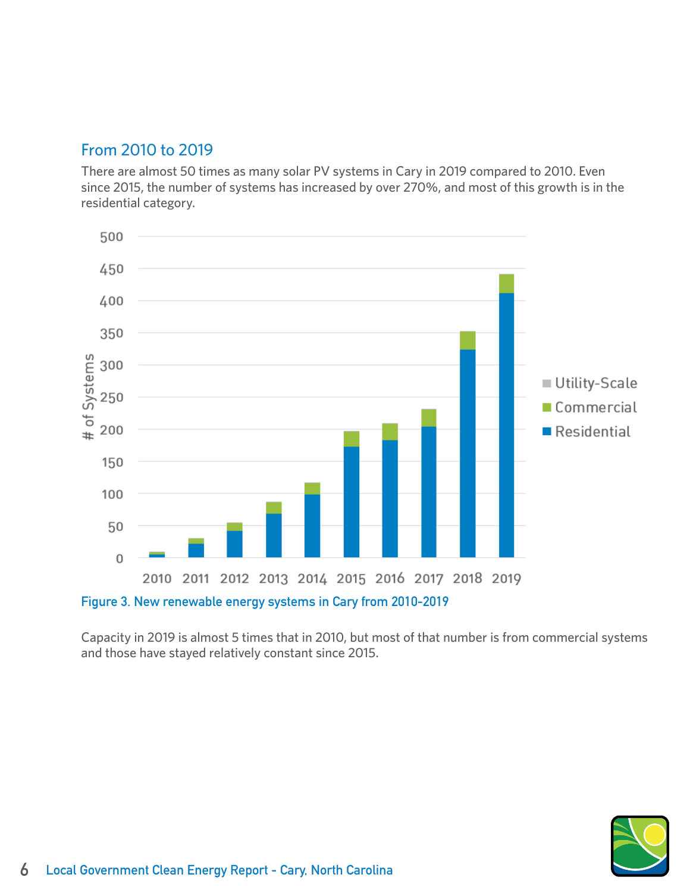## From 2010 to 2019

There are almost 50 times as many solar PV systems in Cary in 2019 compared to 2010. Even since 2015, the number of systems has increased by over 270%, and most of this growth is in the residential category.

Figure 3. New renewable energy systems in Cary from 2010-2019

Capacity in 2019 is almost 5 times that in 2010, but most of that number is from commercial systems and those have stayed relatively constant since 2015.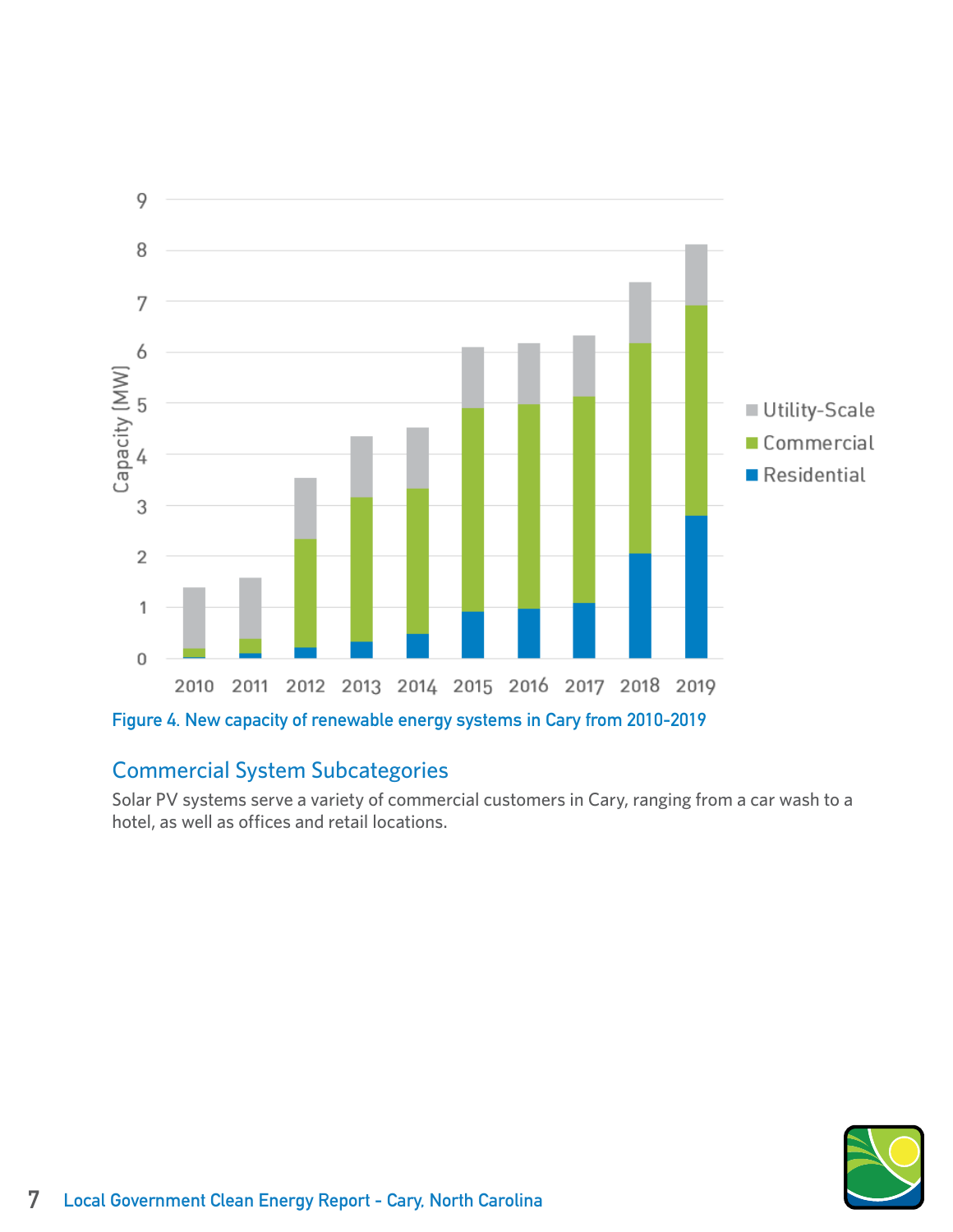Figure 4. New capacity of renewable energy systems in Cary from 2010-2019

## Commercial System Subcategories

Solar PV systems serve a variety of commercial customers in Cary, ranging from a car wash to a hotel, as well as offices and retail locations.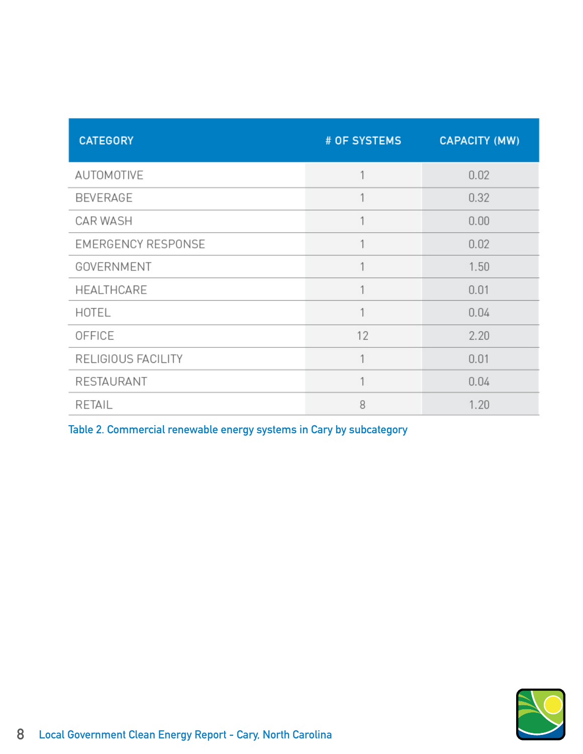| CATEGORY | # OF SYSTEMS | CAPACITY (MW) |
|---|---|---|
| AUTOMOTIVE | 1 | 0.02 |
| BEVERAGE | 1 | 0.32 |
| CAR WASH | 1 | 0.00 |
| EMERGENCY RESPONSE | 1 | 0.02 |
| GOVERNMENT | 1 | 1.50 |
| HEALTHCARE | 1 | 0.01 |
| HOTEL | 1 | 0.04 |
| OFFICE | 12 | 2.20 |
| RELIGIOUS FACILITY | 1 | 0.01 |
| RESTAURANT | 1 | 0.04 |
| RETAIL | 8 | 1.20 |

Table 2. Commercial renewable energy systems in Cary by subcategory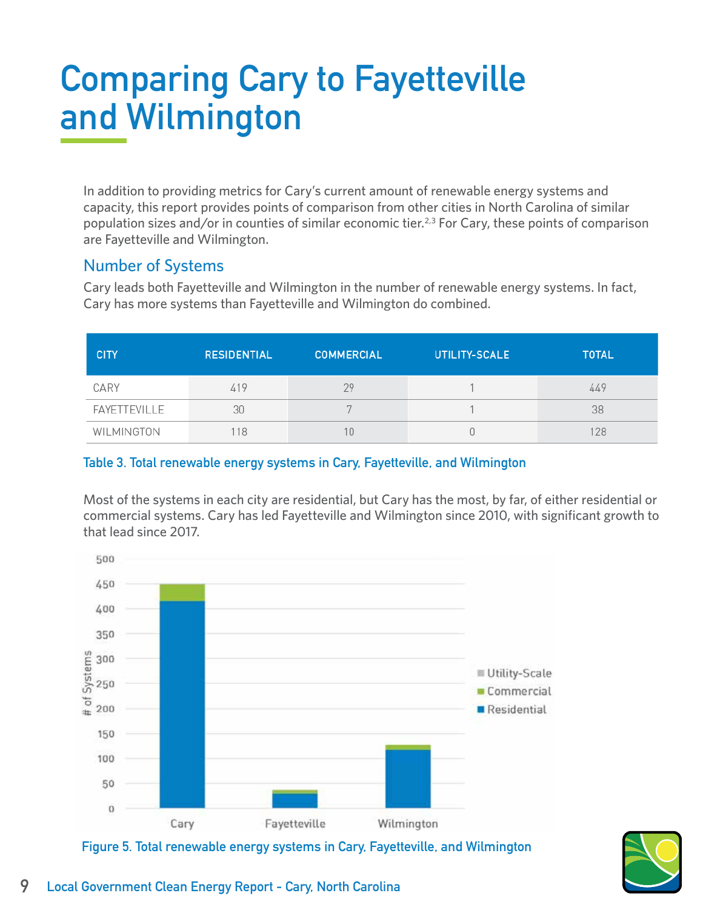# Comparing Cary to Fayetteville and Wilmington

In addition to providing metrics for Cary's current amount of renewable energy systems and capacity, this report provides points of comparison from other cities in North Carolina of similar population sizes and/or in counties of similar economic tier.[2,3] For Cary, these points of comparison are Fayetteville and Wilmington.

## Number of Systems

Cary leads both Fayetteville and Wilmington in the number of renewable energy systems. In fact, Cary has more systems than Fayetteville and Wilmington do combined.

| CITY | RESIDENTIAL | COMMERCIAL | UTILITY-SCALE | TOTAL |
|---|---|---|---|---|
| CARY | 419 | 29 | 1 | 449 |
| FAYETTEVILLE | 30 | 7 | 1 | 38 |
| WILMINGTON | 118 | 10 | 0 | 128 |

Table 3. Total renewable energy systems in Cary, Fayetteville, and Wilmington

Most of the systems in each city are residential, but Cary has the most, by far, of either residential or commercial systems. Cary has led Fayetteville and Wilmington since 2010, with significant growth to that lead since 2017.

Figure 5. Total renewable energy systems in Cary, Fayetteville, and Wilmington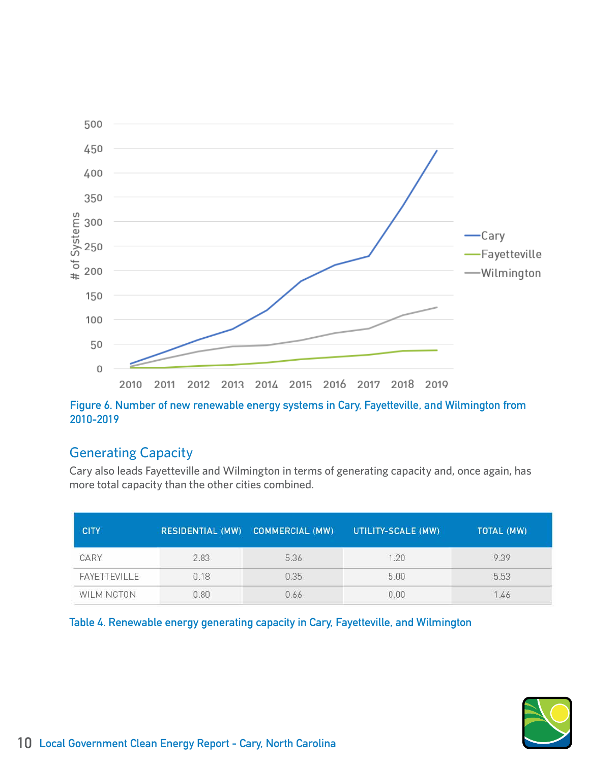Figure 6. Number of new renewable energy systems in Cary, Fayetteville, and Wilmington from 2010-2019

## Generating Capacity

Cary also leads Fayetteville and Wilmington in terms of generating capacity and, once again, has more total capacity than the other cities combined.

| CITY | RESIDENTIAL (MW) | COMMERCIAL (MW) | UTILITY-SCALE (MW) | TOTAL (MW) |
|---|---|---|---|---|
| CARY | 2.83 | 5.36 | 1.20 | 9.39 |
| FAYETTEVILLE | 0.18 | 0.35 | 5.00 | 5.53 |
| WILMINGTON | 0.80 | 0.66 | 0.00 | 1.46 |

Table 4. Renewable energy generating capacity in Cary, Fayetteville, and Wilmington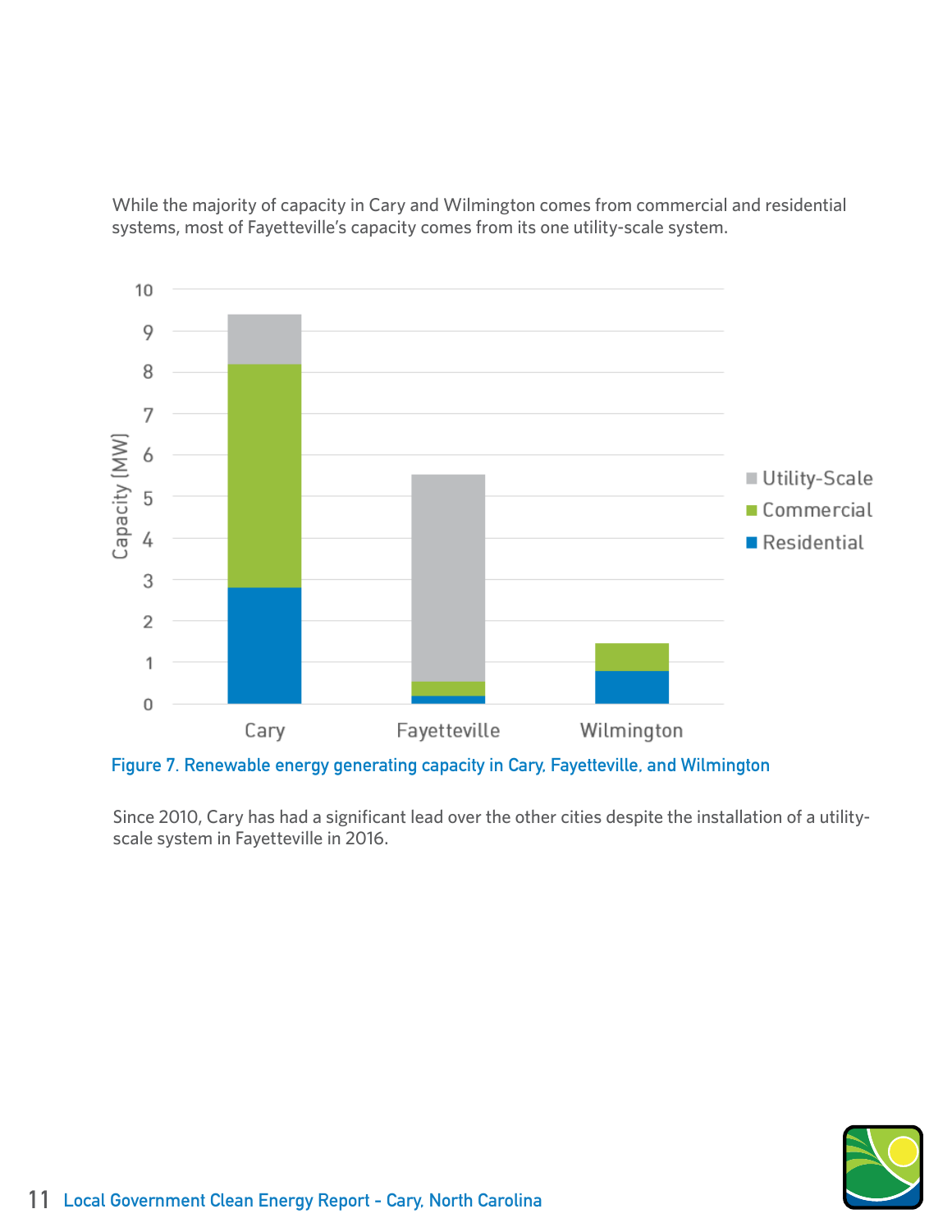While the majority of capacity in Cary and Wilmington comes from commercial and residential systems, most of Fayetteville's capacity comes from its one utility-scale system.

Figure 7. Renewable energy generating capacity in Cary, Fayetteville, and Wilmington

Since 2010, Cary has had a significant lead over the other cities despite the installation of a utility-scale system in Fayetteville in 2016.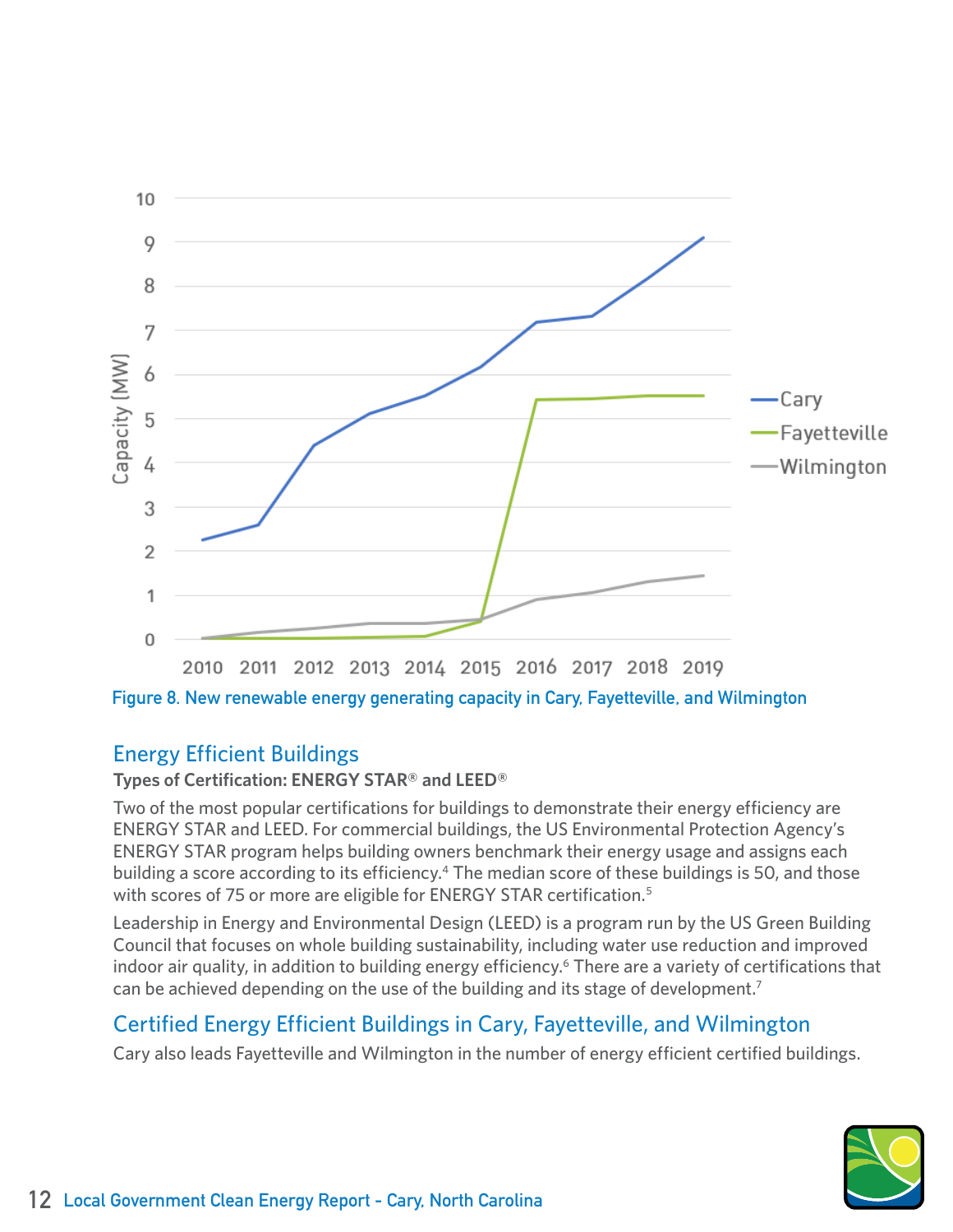Figure 8. New renewable energy generating capacity in Cary, Fayetteville, and Wilmington

## Energy Efficient Buildings

**Types of Certification: ENERGY STAR® and LEED®**

Two of the most popular certifications for buildings to demonstrate their energy efficiency are ENERGY STAR and LEED. For commercial buildings, the US Environmental Protection Agency's ENERGY STAR program helps building owners benchmark their energy usage and assigns each building a score according to its efficiency.[4] The median score of these buildings is 50, and those with scores of 75 or more are eligible for ENERGY STAR certification.[5]

Leadership in Energy and Environmental Design (LEED) is a program run by the US Green Building Council that focuses on whole building sustainability, including water use reduction and improved indoor air quality, in addition to building energy efficiency.[6] There are a variety of certifications that can be achieved depending on the use of the building and its stage of development.[7]

## Certified Energy Efficient Buildings in Cary, Fayetteville, and Wilmington

Cary also leads Fayetteville and Wilmington in the number of energy efficient certified buildings.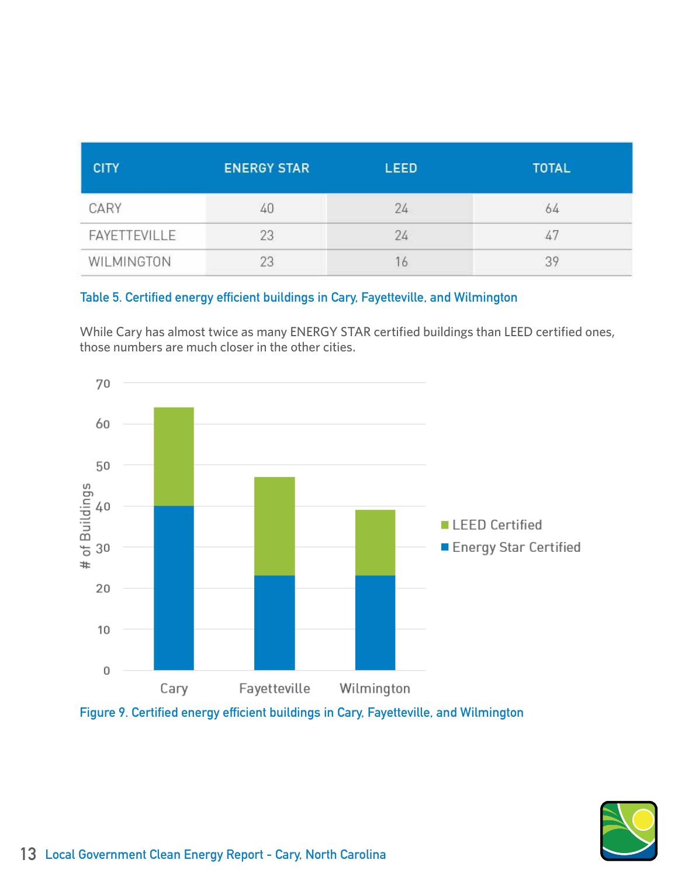| CITY | ENERGY STAR | LEED | TOTAL |
|---|---|---|---|
| CARY | 40 | 24 | 64 |
| FAYETTEVILLE | 23 | 24 | 47 |
| WILMINGTON | 23 | 16 | 39 |

Table 5. Certified energy efficient buildings in Cary, Fayetteville, and Wilmington

While Cary has almost twice as many ENERGY STAR certified buildings than LEED certified ones, those numbers are much closer in the other cities.

Figure 9. Certified energy efficient buildings in Cary, Fayetteville, and Wilmington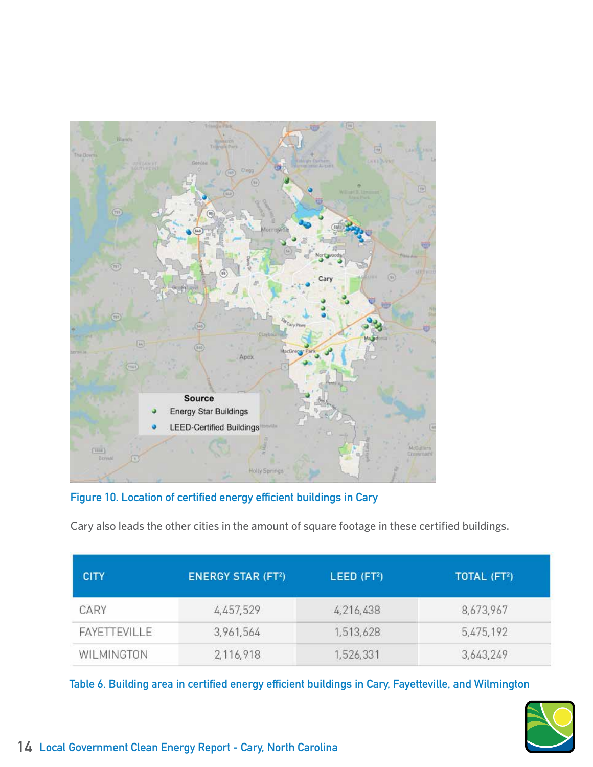Figure 10. Location of certified energy efficient buildings in Cary

Cary also leads the other cities in the amount of square footage in these certified buildings.

| CITY | ENERGY STAR ($FT^2$) | LEED ($FT^2$) | TOTAL ($FT^2$) |
|---|---|---|---|
| CARY | 4,457,529 | 4,216,438 | 8,673,967 |
| FAYETTEVILLE | 3,961,564 | 1,513,628 | 5,475,192 |
| WILMINGTON | 2,116,918 | 1,526,331 | 3,643,249 |

Table 6. Building area in certified energy efficient buildings in Cary, Fayetteville, and Wilmington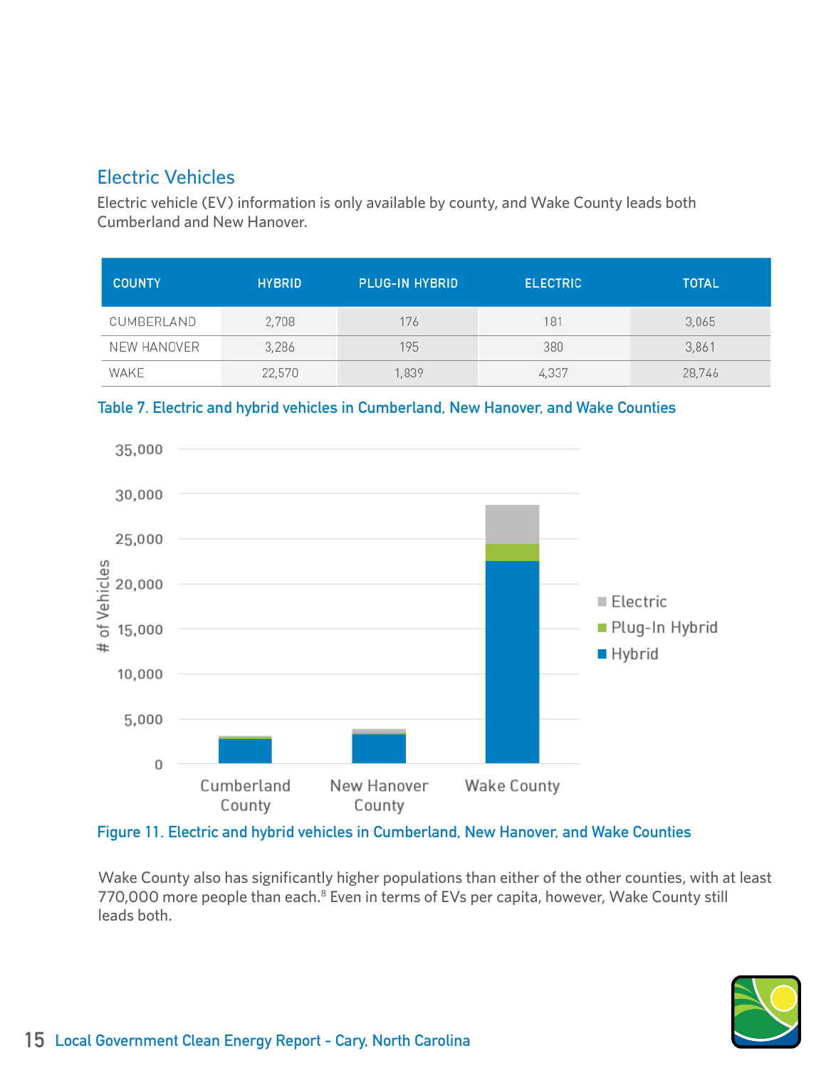## Electric Vehicles

Electric vehicle (EV) information is only available by county, and Wake County leads both Cumberland and New Hanover.

| COUNTY | HYBRID | PLUG-IN HYBRID | ELECTRIC | TOTAL |
|---|---|---|---|---|
| CUMBERLAND | 2,708 | 176 | 181 | 3,065 |
| NEW HANOVER | 3,286 | 195 | 380 | 3,861 |
| WAKE | 22,570 | 1,839 | 4,337 | 28,746 |

Table 7. Electric and hybrid vehicles in Cumberland, New Hanover, and Wake Counties

Figure 11. Electric and hybrid vehicles in Cumberland, New Hanover, and Wake Counties

Wake County also has significantly higher populations than either of the other counties, with at least 770,000 more people than each.[8] Even in terms of EVs per capita, however, Wake County still leads both.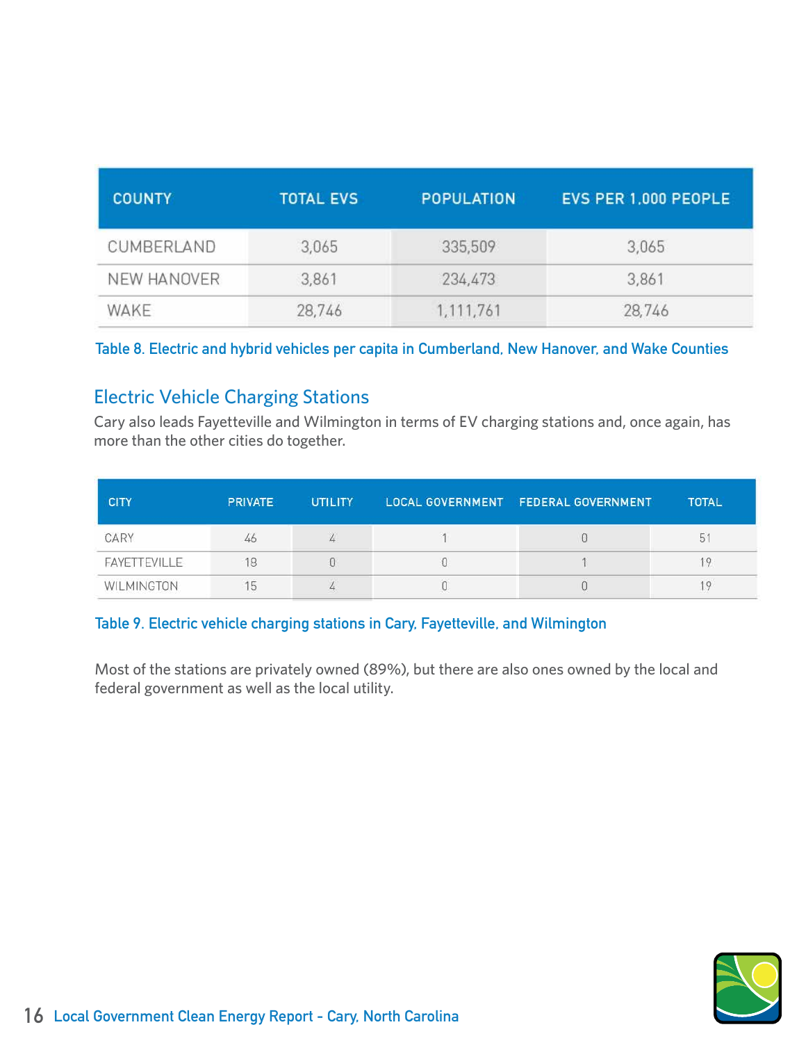| COUNTY | TOTAL EVS | POPULATION | EVS PER 1,000 PEOPLE |
|---|---|---|---|
| CUMBERLAND | 3,065 | 335,509 | 3,065 |
| NEW HANOVER | 3,861 | 234,473 | 3,861 |
| WAKE | 28,746 | 1,111,761 | 28,746 |

Table 8. Electric and hybrid vehicles per capita in Cumberland, New Hanover, and Wake Counties

## Electric Vehicle Charging Stations

Cary also leads Fayetteville and Wilmington in terms of EV charging stations and, once again, has more than the other cities do together.

| CITY | PRIVATE | UTILITY | LOCAL GOVERNMENT | FEDERAL GOVERNMENT | TOTAL |
|---|---|---|---|---|---|
| CARY | 46 | 4 | 1 | 0 | 51 |
| FAYETTEVILLE | 18 | 0 | 0 | 1 | 19 |
| WILMINGTON | 15 | 4 | 0 | 0 | 19 |

Table 9. Electric vehicle charging stations in Cary, Fayetteville, and Wilmington

Most of the stations are privately owned (89%), but there are also ones owned by the local and federal government as well as the local utility.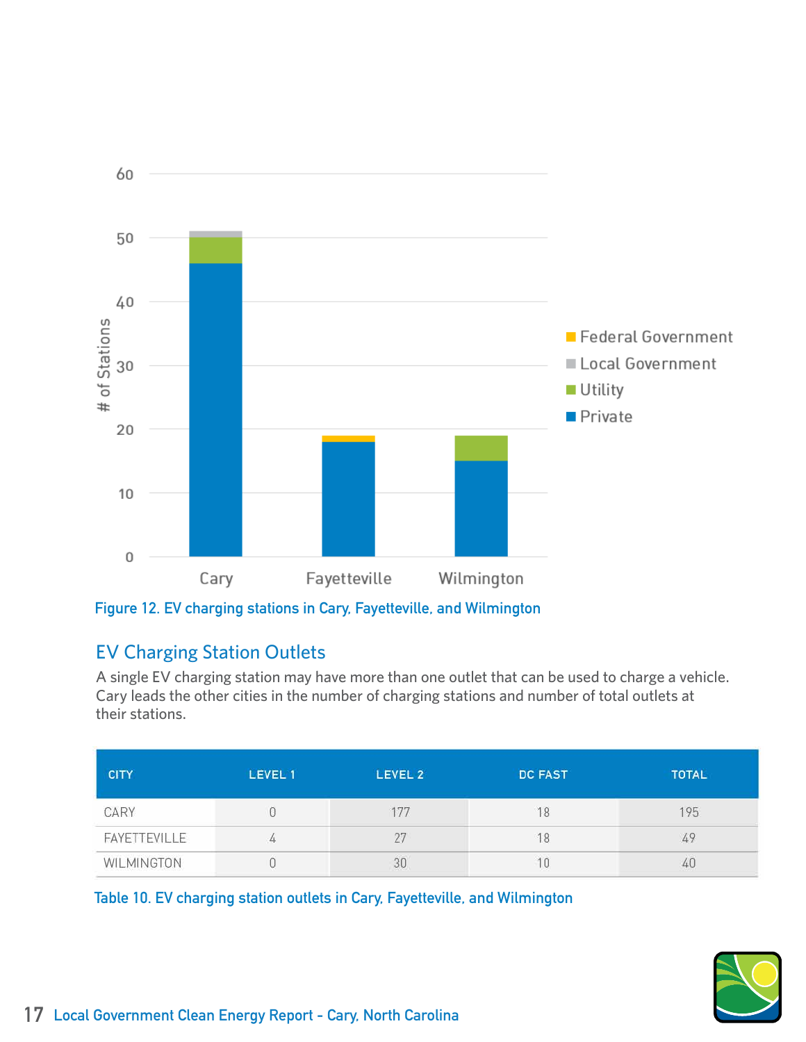Figure 12. EV charging stations in Cary, Fayetteville, and Wilmington

## EV Charging Station Outlets

A single EV charging station may have more than one outlet that can be used to charge a vehicle. Cary leads the other cities in the number of charging stations and number of total outlets at their stations.

| CITY | LEVEL 1 | LEVEL 2 | DC FAST | TOTAL |
|---|---|---|---|---|
| CARY | 0 | 177 | 18 | 195 |
| FAYETTEVILLE | 4 | 27 | 18 | 49 |
| WILMINGTON | 0 | 30 | 10 | 40 |

Table 10. EV charging station outlets in Cary, Fayetteville, and Wilmington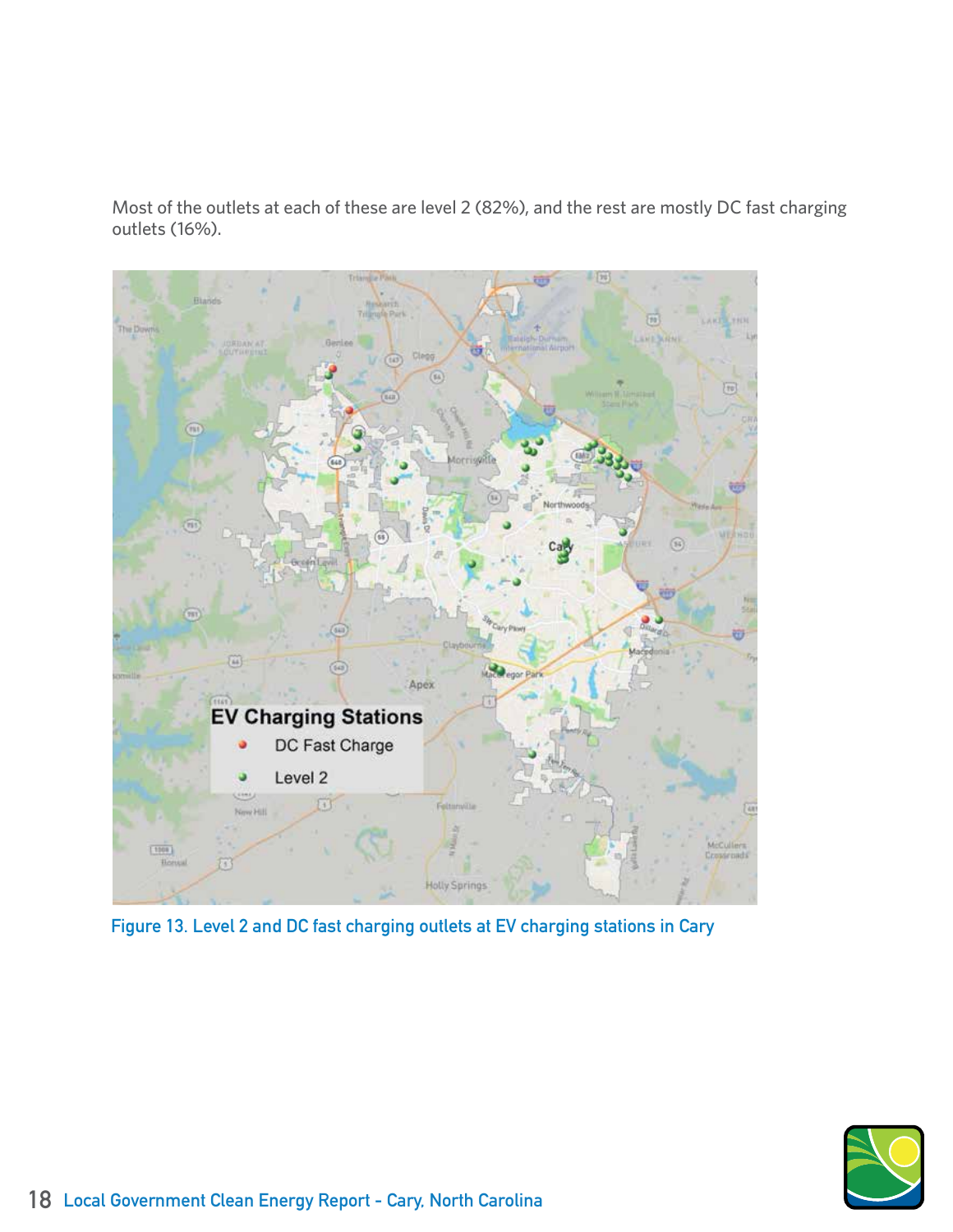Most of the outlets at each of these are level 2 (82%), and the rest are mostly DC fast charging outlets (16%).

Figure 13. Level 2 and DC fast charging outlets at EV charging stations in Cary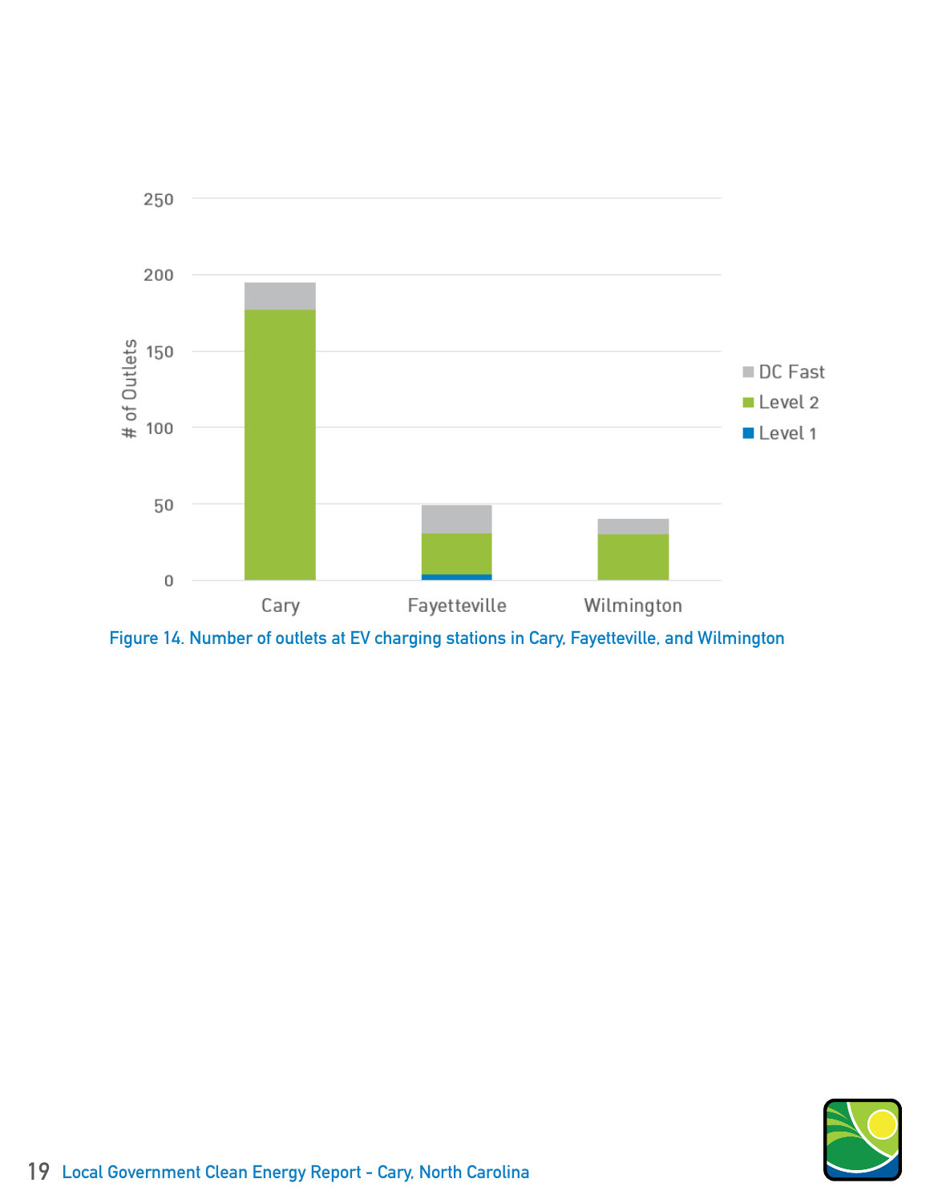Figure 14. Number of outlets at EV charging stations in Cary, Fayetteville, and Wilmington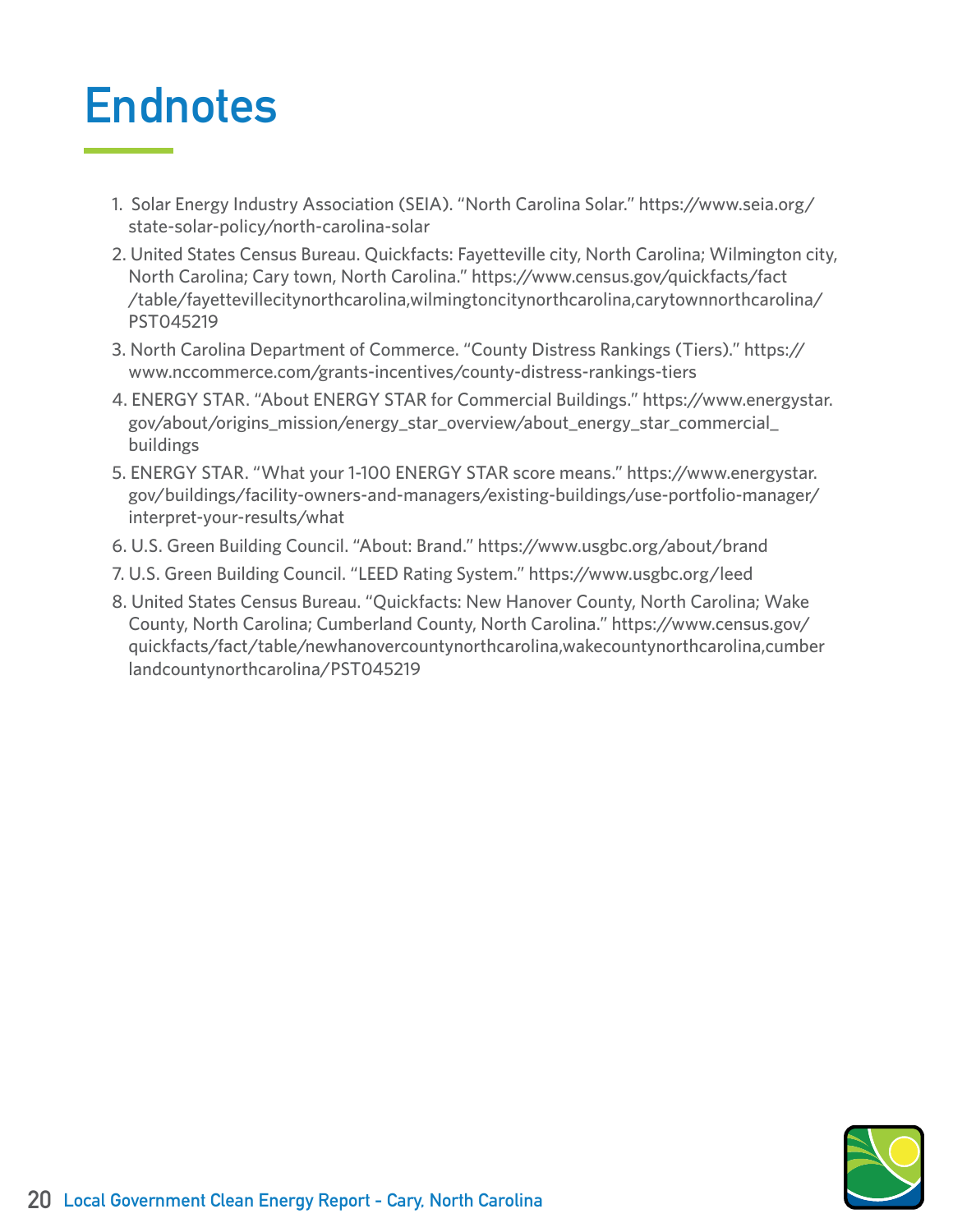# Endnotes

1. Solar Energy Industry Association (SEIA). "North Carolina Solar." https://www.seia.org/state-solar-policy/north-carolina-solar
2. United States Census Bureau. Quickfacts: Fayetteville city, North Carolina; Wilmington city, North Carolina; Cary town, North Carolina." https://www.census.gov/quickfacts/fact/table/fayettevillecitynorthcarolina,wilmingtoncitynorthcarolina,carytownnorthcarolina/PST045219
3. North Carolina Department of Commerce. "County Distress Rankings (Tiers)." https://www.nccommerce.com/grants-incentives/county-distress-rankings-tiers
4. ENERGY STAR. "About ENERGY STAR for Commercial Buildings." https://www.energystar.gov/about/origins_mission/energy_star_overview/about_energy_star_commercial_buildings
5. ENERGY STAR. "What your 1-100 ENERGY STAR score means." https://www.energystar.gov/buildings/facility-owners-and-managers/existing-buildings/use-portfolio-manager/interpret-your-results/what
6. U.S. Green Building Council. "About: Brand." https://www.usgbc.org/about/brand
7. U.S. Green Building Council. "LEED Rating System." https://www.usgbc.org/leed
8. United States Census Bureau. "Quickfacts: New Hanover County, North Carolina; Wake County, North Carolina; Cumberland County, North Carolina." https://www.census.gov/quickfacts/fact/table/newhanovercountynorthcarolina,wakecountynorthcarolina,cumberlandcountynorthcarolina/PST045219